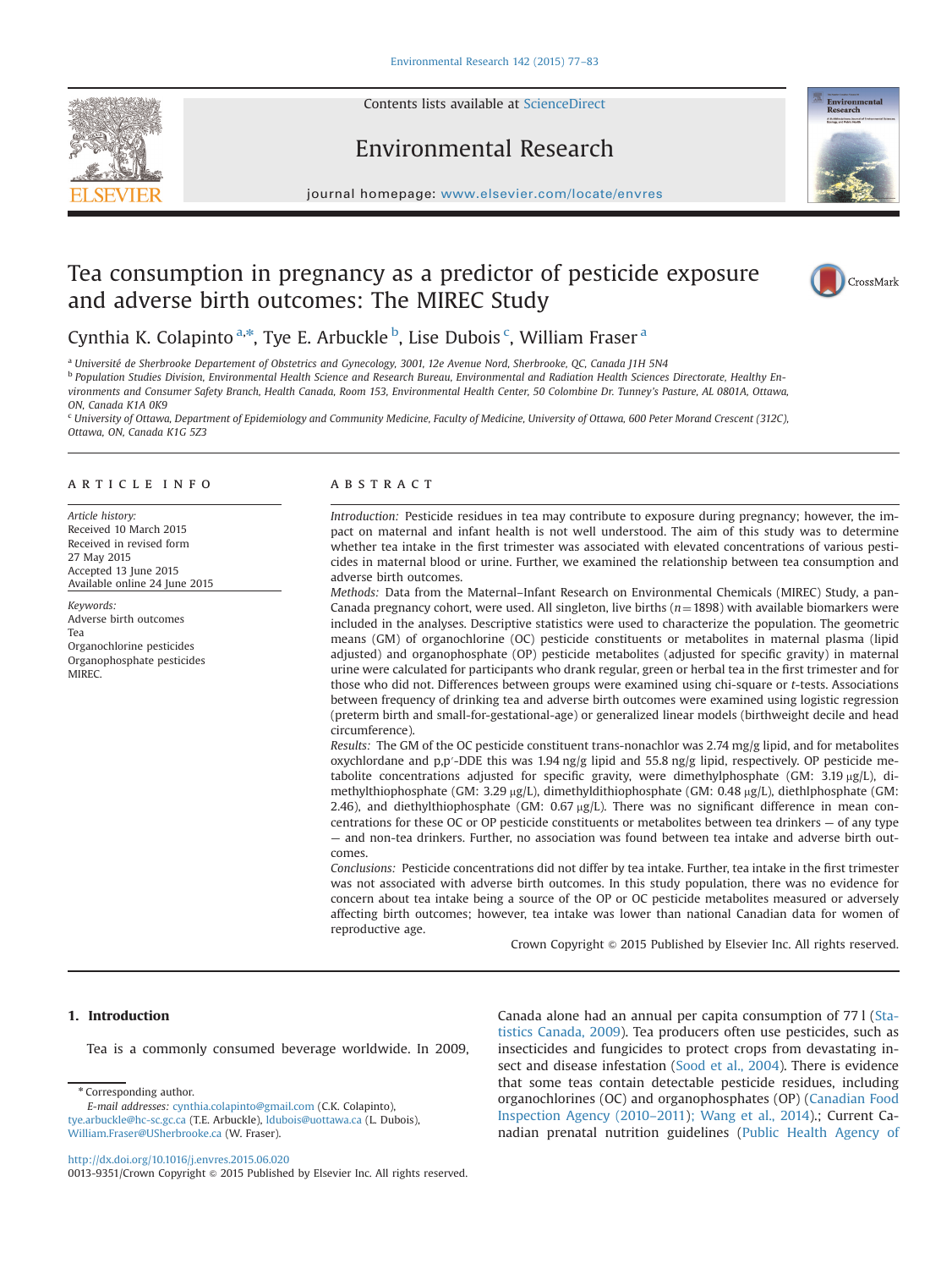Contents lists available at ScienceDirect

Environmental Research

journal homepage: www.elsevier.com/locate/envres

# Tea consumption in pregnancy as a predictor of pesticide exposure and adverse birth outcomes: The MIREC Study

Cynthia K. Colapinto [a,*], Tye E. Arbuckle [b], Lise Dubois [c], William Fraser [a]

[a] Université de Sherbrooke Departement of Obstetrics and Gynecology, 3001, 12e Avenue Nord, Sherbrooke, QC, Canada J1H 5N4

[b] Population Studies Division, Environmental Health Science and Research Bureau, Environmental and Radiation Health Sciences Directorate, Healthy Environments and Consumer Safety Branch, Health Canada, Room 153, Environmental Health Center, 50 Colombine Dr. Tunney's Pasture, AL 0801A, Ottawa, ON, Canada K1A 0K9

[c] University of Ottawa, Department of Epidemiology and Community Medicine, Faculty of Medicine, University of Ottawa, 600 Peter Morand Crescent (312C), Ottawa, ON, Canada K1G 5Z3

## ARTICLE INFO

*Article history:*
Received 10 March 2015
Received in revised form
27 May 2015
Accepted 13 June 2015
Available online 24 June 2015

*Keywords:*
Adverse birth outcomes
Tea
Organochlorine pesticides
Organophosphate pesticides
MIREC.

## ABSTRACT

*Introduction:* Pesticide residues in tea may contribute to exposure during pregnancy; however, the impact on maternal and infant health is not well understood. The aim of this study was to determine whether tea intake in the first trimester was associated with elevated concentrations of various pesticides in maternal blood or urine. Further, we examined the relationship between tea consumption and adverse birth outcomes.

*Methods:* Data from the Maternal–Infant Research on Environmental Chemicals (MIREC) Study, a pan-Canada pregnancy cohort, were used. All singleton, live births ($n = 1898$) with available biomarkers were included in the analyses. Descriptive statistics were used to characterize the population. The geometric means (GM) of organochlorine (OC) pesticide constituents or metabolites in maternal plasma (lipid adjusted) and organophosphate (OP) pesticide metabolites (adjusted for specific gravity) in maternal urine were calculated for participants who drank regular, green or herbal tea in the first trimester and for those who did not. Differences between groups were examined using chi-square or *t*-tests. Associations between frequency of drinking tea and adverse birth outcomes were examined using logistic regression (preterm birth and small-for-gestational-age) or generalized linear models (birthweight decile and head circumference).

*Results:* The GM of the OC pesticide constituent trans-nonachlor was 2.74 mg/g lipid, and for metabolites oxychlordane and p,p′-DDE this was 1.94 ng/g lipid and 55.8 ng/g lipid, respectively. OP pesticide metabolite concentrations adjusted for specific gravity, were dimethylphosphate (GM: 3.19 μg/L), dimethylthiophosphate (GM: 3.29 μg/L), dimethyldithiophosphate (GM: 0.48 μg/L), diethlphosphate (GM: 2.46), and diethylthiophosphate (GM: 0.67 μg/L). There was no significant difference in mean concentrations for these OC or OP pesticide constituents or metabolites between tea drinkers — of any type — and non-tea drinkers. Further, no association was found between tea intake and adverse birth outcomes.

*Conclusions:* Pesticide concentrations did not differ by tea intake. Further, tea intake in the first trimester was not associated with adverse birth outcomes. In this study population, there was no evidence for concern about tea intake being a source of the OP or OC pesticide metabolites measured or adversely affecting birth outcomes; however, tea intake was lower than national Canadian data for women of reproductive age.

Crown Copyright © 2015 Published by Elsevier Inc. All rights reserved.

## 1. Introduction

Tea is a commonly consumed beverage worldwide. In 2009, Canada alone had an annual per capita consumption of 77 l (Statistics Canada, 2009). Tea producers often use pesticides, such as insecticides and fungicides to protect crops from devastating insect and disease infestation (Sood et al., 2004). There is evidence that some teas contain detectable pesticide residues, including organochlorines (OC) and organophosphates (OP) (Canadian Food Inspection Agency (2010–2011); Wang et al., 2014).; Current Canadian prenatal nutrition guidelines (Public Health Agency of

* Corresponding author.
*E-mail addresses:* cynthia.colapinto@gmail.com (C.K. Colapinto), tye.arbuckle@hc-sc.gc.ca (T.E. Arbuckle), ldubois@uottawa.ca (L. Dubois), William.Fraser@USherbrooke.ca (W. Fraser).

http://dx.doi.org/10.1016/j.envres.2015.06.020
0013-9351/Crown Copyright © 2015 Published by Elsevier Inc. All rights reserved.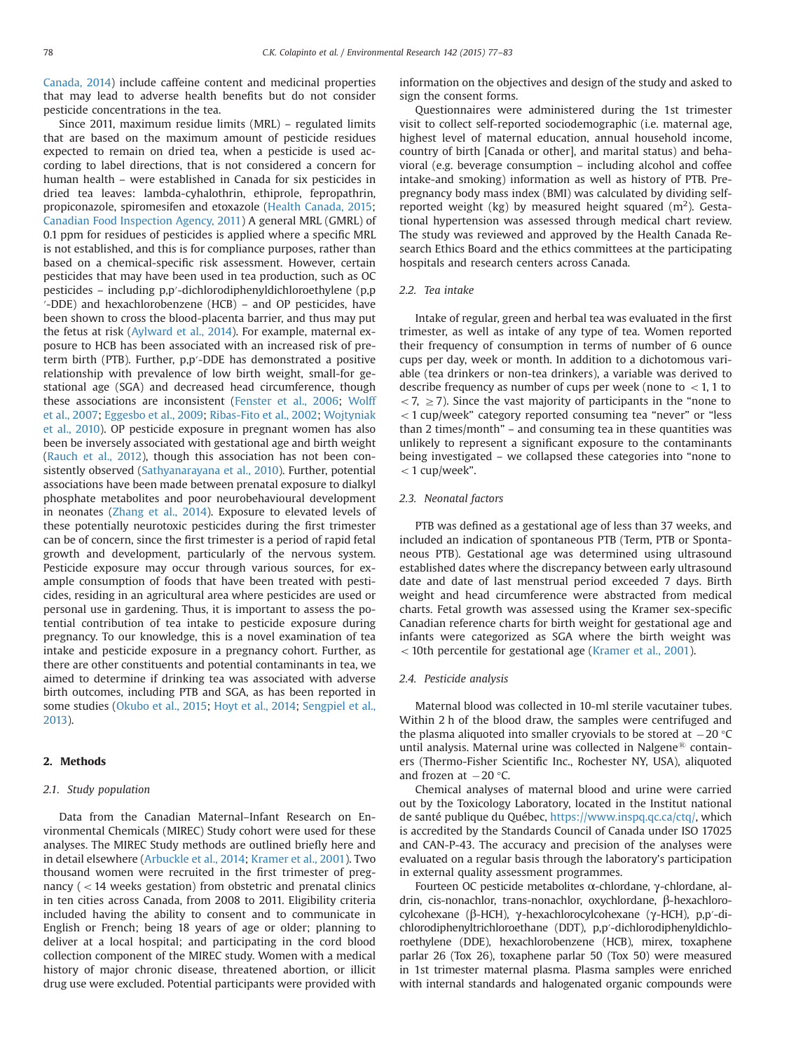Canada, 2014) include caffeine content and medicinal properties that may lead to adverse health benefits but do not consider pesticide concentrations in the tea.

Since 2011, maximum residue limits (MRL) – regulated limits that are based on the maximum amount of pesticide residues expected to remain on dried tea, when a pesticide is used according to label directions, that is not considered a concern for human health – were established in Canada for six pesticides in dried tea leaves: lambda-cyhalothrin, ethiprole, fepropathrin, propiconazole, spiromesifen and etoxazole (Health Canada, 2015; Canadian Food Inspection Agency, 2011) A general MRL (GMRL) of 0.1 ppm for residues of pesticides is applied where a specific MRL is not established, and this is for compliance purposes, rather than based on a chemical-specific risk assessment. However, certain pesticides that may have been used in tea production, such as OC pesticides – including p,p′-dichlorodiphenyldichloroethylene (p,p′-DDE) and hexachlorobenzene (HCB) – and OP pesticides, have been shown to cross the blood-placenta barrier, and thus may put the fetus at risk (Aylward et al., 2014). For example, maternal exposure to HCB has been associated with an increased risk of preterm birth (PTB). Further, p,p′-DDE has demonstrated a positive relationship with prevalence of low birth weight, small-for gestational age (SGA) and decreased head circumference, though these associations are inconsistent (Fenster et al., 2006; Wolff et al., 2007; Eggesbo et al., 2009; Ribas-Fito et al., 2002; Wojtyniak et al., 2010). OP pesticide exposure in pregnant women has also been be inversely associated with gestational age and birth weight (Rauch et al., 2012), though this association has not been consistently observed (Sathyanarayana et al., 2010). Further, potential associations have been made between prenatal exposure to dialkyl phosphate metabolites and poor neurobehavioural development in neonates (Zhang et al., 2014). Exposure to elevated levels of these potentially neurotoxic pesticides during the first trimester can be of concern, since the first trimester is a period of rapid fetal growth and development, particularly of the nervous system. Pesticide exposure may occur through various sources, for example consumption of foods that have been treated with pesticides, residing in an agricultural area where pesticides are used or personal use in gardening. Thus, it is important to assess the potential contribution of tea intake to pesticide exposure during pregnancy. To our knowledge, this is a novel examination of tea intake and pesticide exposure in a pregnancy cohort. Further, as there are other constituents and potential contaminants in tea, we aimed to determine if drinking tea was associated with adverse birth outcomes, including PTB and SGA, as has been reported in some studies (Okubo et al., 2015; Hoyt et al., 2014; Sengpiel et al., 2013).

## 2. Methods

### 2.1. Study population

Data from the Canadian Maternal–Infant Research on Environmental Chemicals (MIREC) Study cohort were used for these analyses. The MIREC Study methods are outlined briefly here and in detail elsewhere (Arbuckle et al., 2014; Kramer et al., 2001). Two thousand women were recruited in the first trimester of pregnancy (< 14 weeks gestation) from obstetric and prenatal clinics in ten cities across Canada, from 2008 to 2011. Eligibility criteria included having the ability to consent and to communicate in English or French; being 18 years of age or older; planning to deliver at a local hospital; and participating in the cord blood collection component of the MIREC study. Women with a medical history of major chronic disease, threatened abortion, or illicit drug use were excluded. Potential participants were provided with information on the objectives and design of the study and asked to sign the consent forms.

Questionnaires were administered during the 1st trimester visit to collect self-reported sociodemographic (i.e. maternal age, highest level of maternal education, annual household income, country of birth [Canada or other], and marital status) and behavioral (e.g. beverage consumption – including alcohol and coffee intake-and smoking) information as well as history of PTB. Prepregnancy body mass index (BMI) was calculated by dividing self-reported weight (kg) by measured height squared ($m^2$). Gestational hypertension was assessed through medical chart review. The study was reviewed and approved by the Health Canada Research Ethics Board and the ethics committees at the participating hospitals and research centers across Canada.

### 2.2. Tea intake

Intake of regular, green and herbal tea was evaluated in the first trimester, as well as intake of any type of tea. Women reported their frequency of consumption in terms of number of 6 ounce cups per day, week or month. In addition to a dichotomous variable (tea drinkers or non-tea drinkers), a variable was derived to describe frequency as number of cups per week (none to < 1, 1 to < 7, ≥ 7). Since the vast majority of participants in the "none to < 1 cup/week" category reported consuming tea "never" or "less than 2 times/month" – and consuming tea in these quantities was unlikely to represent a significant exposure to the contaminants being investigated – we collapsed these categories into "none to < 1 cup/week".

### 2.3. Neonatal factors

PTB was defined as a gestational age of less than 37 weeks, and included an indication of spontaneous PTB (Term, PTB or Spontaneous PTB). Gestational age was determined using ultrasound established dates where the discrepancy between early ultrasound date and date of last menstrual period exceeded 7 days. Birth weight and head circumference were abstracted from medical charts. Fetal growth was assessed using the Kramer sex-specific Canadian reference charts for birth weight for gestational age and infants were categorized as SGA where the birth weight was < 10th percentile for gestational age (Kramer et al., 2001).

### 2.4. Pesticide analysis

Maternal blood was collected in 10-ml sterile vacutainer tubes. Within 2 h of the blood draw, the samples were centrifuged and the plasma aliquoted into smaller cryovials to be stored at −20 °C until analysis. Maternal urine was collected in Nalgene® containers (Thermo-Fisher Scientific Inc., Rochester NY, USA), aliquoted and frozen at −20 °C.

Chemical analyses of maternal blood and urine were carried out by the Toxicology Laboratory, located in the Institut national de santé publique du Québec, https://www.inspq.qc.ca/ctq/, which is accredited by the Standards Council of Canada under ISO 17025 and CAN-P-43. The accuracy and precision of the analyses were evaluated on a regular basis through the laboratory's participation in external quality assessment programmes.

Fourteen OC pesticide metabolites α-chlordane, γ-chlordane, aldrin, cis-nonachlor, trans-nonachlor, oxychlordane, β-hexachlorocylcohexane (β-HCH), γ-hexachlorocylcohexane (γ-HCH), p,p′-dichlorodiphenyltrichloroethane (DDT), p,p′-dichlorodiphenyldichloroethylene (DDE), hexachlorobenzene (HCB), mirex, toxaphene parlar 26 (Tox 26), toxaphene parlar 50 (Tox 50) were measured in 1st trimester maternal plasma. Plasma samples were enriched with internal standards and halogenated organic compounds were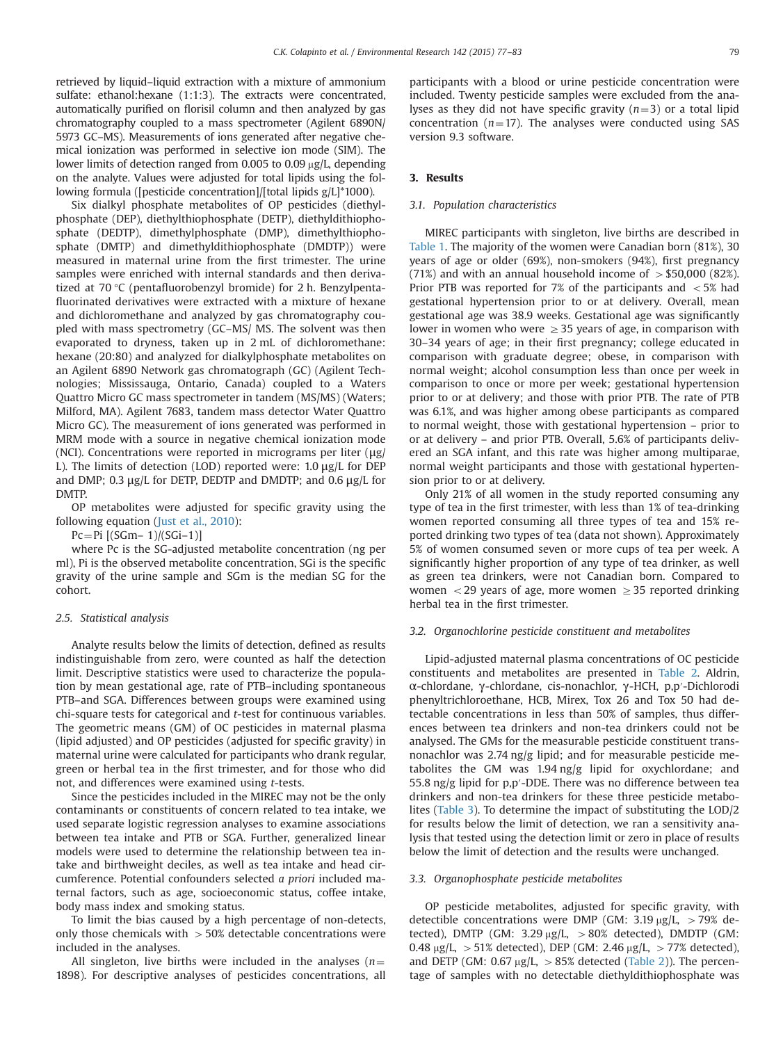retrieved by liquid–liquid extraction with a mixture of ammonium sulfate: ethanol:hexane (1:1:3). The extracts were concentrated, automatically purified on florisil column and then analyzed by gas chromatography coupled to a mass spectrometer (Agilent 6890N/ 5973 GC–MS). Measurements of ions generated after negative chemical ionization was performed in selective ion mode (SIM). The lower limits of detection ranged from 0.005 to 0.09 μg/L, depending on the analyte. Values were adjusted for total lipids using the following formula ([pesticide concentration]/[total lipids g/L]*1000).

Six dialkyl phosphate metabolites of OP pesticides (diethylphosphate (DEP), diethylthiophosphate (DETP), diethyldithiophosphate (DEDTP), dimethylphosphate (DMP), dimethylthiophosphate (DMTP) and dimethyldithiophosphate (DMDTP)) were measured in maternal urine from the first trimester. The urine samples were enriched with internal standards and then derivatized at 70 °C (pentafluorobenzyl bromide) for 2 h. Benzylpentafluorinated derivatives were extracted with a mixture of hexane and dichloromethane and analyzed by gas chromatography coupled with mass spectrometry (GC–MS/ MS. The solvent was then evaporated to dryness, taken up in 2 mL of dichloromethane: hexane (20:80) and analyzed for dialkylphosphate metabolites on an Agilent 6890 Network gas chromatograph (GC) (Agilent Technologies; Mississauga, Ontario, Canada) coupled to a Waters Quattro Micro GC mass spectrometer in tandem (MS/MS) (Waters; Milford, MA). Agilent 7683, tandem mass detector Water Quattro Micro GC). The measurement of ions generated was performed in MRM mode with a source in negative chemical ionization mode (NCI). Concentrations were reported in micrograms per liter (μg/ L). The limits of detection (LOD) reported were: 1.0 μg/L for DEP and DMP; 0.3 μg/L for DETP, DEDTP and DMDTP; and 0.6 μg/L for DMTP.

OP metabolites were adjusted for specific gravity using the following equation (Just et al., 2010):

$$Pc = Pi\ [(SGm - 1)/(SGi - 1)]$$

where Pc is the SG-adjusted metabolite concentration (ng per ml), Pi is the observed metabolite concentration, SGi is the specific gravity of the urine sample and SGm is the median SG for the cohort.

### 2.5. Statistical analysis

Analyte results below the limits of detection, defined as results indistinguishable from zero, were counted as half the detection limit. Descriptive statistics were used to characterize the population by mean gestational age, rate of PTB–including spontaneous PTB–and SGA. Differences between groups were examined using chi-square tests for categorical and *t*-test for continuous variables. The geometric means (GM) of OC pesticides in maternal plasma (lipid adjusted) and OP pesticides (adjusted for specific gravity) in maternal urine were calculated for participants who drank regular, green or herbal tea in the first trimester, and for those who did not, and differences were examined using *t*-tests.

Since the pesticides included in the MIREC may not be the only contaminants or constituents of concern related to tea intake, we used separate logistic regression analyses to examine associations between tea intake and PTB or SGA. Further, generalized linear models were used to determine the relationship between tea intake and birthweight deciles, as well as tea intake and head circumference. Potential confounders selected *a priori* included maternal factors, such as age, socioeconomic status, coffee intake, body mass index and smoking status.

To limit the bias caused by a high percentage of non-detects, only those chemicals with >50% detectable concentrations were included in the analyses.

All singleton, live births were included in the analyses ($n$= 1898). For descriptive analyses of pesticides concentrations, all participants with a blood or urine pesticide concentration were included. Twenty pesticide samples were excluded from the analyses as they did not have specific gravity ($n$=3) or a total lipid concentration ($n$=17). The analyses were conducted using SAS version 9.3 software.

## 3. Results

### 3.1. Population characteristics

MIREC participants with singleton, live births are described in Table 1. The majority of the women were Canadian born (81%), 30 years of age or older (69%), non-smokers (94%), first pregnancy (71%) and with an annual household income of >$50,000 (82%). Prior PTB was reported for 7% of the participants and <5% had gestational hypertension prior to or at delivery. Overall, mean gestational age was 38.9 weeks. Gestational age was significantly lower in women who were ≥35 years of age, in comparison with 30–34 years of age; in their first pregnancy; college educated in comparison with graduate degree; obese, in comparison with normal weight; alcohol consumption less than once per week in comparison to once or more per week; gestational hypertension prior to or at delivery; and those with prior PTB. The rate of PTB was 6.1%, and was higher among obese participants as compared to normal weight, those with gestational hypertension – prior to or at delivery – and prior PTB. Overall, 5.6% of participants delivered an SGA infant, and this rate was higher among multiparae, normal weight participants and those with gestational hypertension prior to or at delivery.

Only 21% of all women in the study reported consuming any type of tea in the first trimester, with less than 1% of tea-drinking women reported consuming all three types of tea and 15% reported drinking two types of tea (data not shown). Approximately 5% of women consumed seven or more cups of tea per week. A significantly higher proportion of any type of tea drinker, as well as green tea drinkers, were not Canadian born. Compared to women <29 years of age, more women ≥35 reported drinking herbal tea in the first trimester.

### 3.2. Organochlorine pesticide constituent and metabolites

Lipid-adjusted maternal plasma concentrations of OC pesticide constituents and metabolites are presented in Table 2. Aldrin, α-chlordane, γ-chlordane, cis-nonachlor, γ-HCH, p,p′-Dichlorodi phenyltrichloroethane, HCB, Mirex, Tox 26 and Tox 50 had detectable concentrations in less than 50% of samples, thus differences between tea drinkers and non-tea drinkers could not be analysed. The GMs for the measurable pesticide constituent trans-nonachlor was 2.74 ng/g lipid; and for measurable pesticide metabolites the GM was 1.94 ng/g lipid for oxychlordane; and 55.8 ng/g lipid for p,p′-DDE. There was no difference between tea drinkers and non-tea drinkers for these three pesticide metabolites (Table 3). To determine the impact of substituting the LOD/2 for results below the limit of detection, we ran a sensitivity analysis that tested using the detection limit or zero in place of results below the limit of detection and the results were unchanged.

### 3.3. Organophosphate pesticide metabolites

OP pesticide metabolites, adjusted for specific gravity, with detectible concentrations were DMP (GM: 3.19 μg/L, >79% detected), DMTP (GM: 3.29 μg/L, >80% detected), DMDTP (GM: 0.48 μg/L, >51% detected), DEP (GM: 2.46 μg/L, >77% detected), and DETP (GM: 0.67 μg/L, >85% detected (Table 2)). The percentage of samples with no detectable diethyldithiophosphate was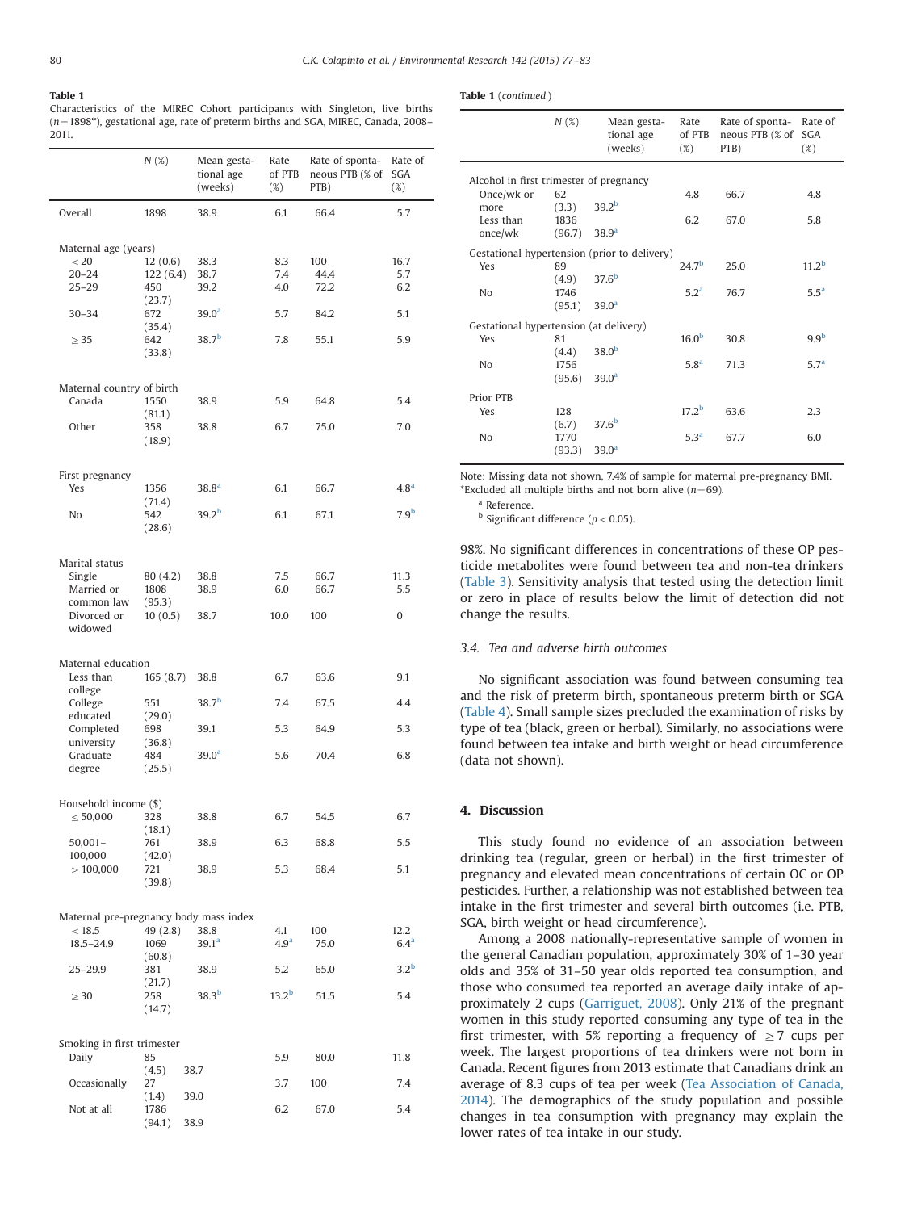**Table 1**
Characteristics of the MIREC Cohort participants with Singleton, live births ($n=1898$*), gestational age, rate of preterm births and SGA, MIREC, Canada, 2008–2011.

| | N (%) | Mean gestational age (weeks) | Rate of PTB (%) | Rate of spontaneous PTB (% of PTB) | Rate of SGA (%) |
|---|---|---|---|---|---|
| Overall | 1898 | 38.9 | 6.1 | 66.4 | 5.7 |
| **Maternal age (years)** | | | | | |
| < 20 | 12 (0.6) | 38.3 | 8.3 | 100 | 16.7 |
| 20–24 | 122 (6.4) | 38.7 | 7.4 | 44.4 | 5.7 |
| 25–29 | 450 (23.7) | 39.2 | 4.0 | 72.2 | 6.2 |
| 30–34 | 672 (35.4) | 39.0[a] | 5.7 | 84.2 | 5.1 |
| ≥ 35 | 642 (33.8) | 38.7[b] | 7.8 | 55.1 | 5.9 |
| **Maternal country of birth** | | | | | |
| Canada | 1550 (81.1) | 38.9 | 5.9 | 64.8 | 5.4 |
| Other | 358 (18.9) | 38.8 | 6.7 | 75.0 | 7.0 |
| **First pregnancy** | | | | | |
| Yes | 1356 (71.4) | 38.8[a] | 6.1 | 66.7 | 4.8[a] |
| No | 542 (28.6) | 39.2[b] | 6.1 | 67.1 | 7.9[b] |
| **Marital status** | | | | | |
| Single | 80 (4.2) | 38.8 | 7.5 | 66.7 | 11.3 |
| Married or common law | 1808 (95.3) | 38.9 | 6.0 | 66.7 | 5.5 |
| Divorced or widowed | 10 (0.5) | 38.7 | 10.0 | 100 | 0 |
| **Maternal education** | | | | | |
| Less than college | 165 (8.7) | 38.8 | 6.7 | 63.6 | 9.1 |
| College educated | 551 (29.0) | 38.7[b] | 7.4 | 67.5 | 4.4 |
| Completed university | 698 (36.8) | 39.1 | 5.3 | 64.9 | 5.3 |
| Graduate degree | 484 (25.5) | 39.0[a] | 5.6 | 70.4 | 6.8 |
| **Household income ($)** | | | | | |
| ≤ 50,000 | 328 (18.1) | 38.8 | 6.7 | 54.5 | 6.7 |
| 50,001–100,000 | 761 (42.0) | 38.9 | 6.3 | 68.8 | 5.5 |
| > 100,000 | 721 (39.8) | 38.9 | 5.3 | 68.4 | 5.1 |
| **Maternal pre-pregnancy body mass index** | | | | | |
| < 18.5 | 49 (2.8) | 38.8 | 4.1 | 100 | 12.2 |
| 18.5–24.9 | 1069 (60.8) | 39.1[a] | 4.9[a] | 75.0 | 6.4[a] |
| 25–29.9 | 381 (21.7) | 38.9 | 5.2 | 65.0 | 3.2[b] |
| ≥ 30 | 258 (14.7) | 38.3[b] | 13.2[b] | 51.5 | 5.4 |
| **Smoking in first trimester** | | | | | |
| Daily | 85 (4.5) | 38.7 | 5.9 | 80.0 | 11.8 |
| Occasionally | 27 (1.4) | 39.0 | 3.7 | 100 | 7.4 |
| Not at all | 1786 (94.1) | 38.9 | 6.2 | 67.0 | 5.4 |
| **Alcohol in first trimester of pregnancy** | | | | | |
| Once/wk or more | 62 (3.3) | 39.2[b] | 4.8 | 66.7 | 4.8 |
| Less than once/wk | 1836 (96.7) | 38.9[a] | 6.2 | 67.0 | 5.8 |
| **Gestational hypertension (prior to delivery)** | | | | | |
| Yes | 89 (4.9) | 37.6[b] | 24.7[b] | 25.0 | 11.2[b] |
| No | 1746 (95.1) | 39.0[a] | 5.2[a] | 76.7 | 5.5[a] |
| **Gestational hypertension (at delivery)** | | | | | |
| Yes | 81 (4.4) | 38.0[b] | 16.0[b] | 30.8 | 9.9[b] |
| No | 1756 (95.6) | 39.0[a] | 5.8[a] | 71.3 | 5.7[a] |
| **Prior PTB** | | | | | |
| Yes | 128 (6.7) | 37.6[b] | 17.2[b] | 63.6 | 2.3 |
| No | 1770 (93.3) | 39.0[a] | 5.3[a] | 67.7 | 6.0 |

Note: Missing data not shown, 7.4% of sample for maternal pre-pregnancy BMI.
*Excluded all multiple births and not born alive ($n=69$).
[a] Reference.
[b] Significant difference ($p < 0.05$).

98%. No significant differences in concentrations of these OP pesticide metabolites were found between tea and non-tea drinkers (Table 3). Sensitivity analysis that tested using the detection limit or zero in place of results below the limit of detection did not change the results.

### 3.4. Tea and adverse birth outcomes

No significant association was found between consuming tea and the risk of preterm birth, spontaneous preterm birth or SGA (Table 4). Small sample sizes precluded the examination of risks by type of tea (black, green or herbal). Similarly, no associations were found between tea intake and birth weight or head circumference (data not shown).

## 4. Discussion

This study found no evidence of an association between drinking tea (regular, green or herbal) in the first trimester of pregnancy and elevated mean concentrations of certain OC or OP pesticides. Further, a relationship was not established between tea intake in the first trimester and several birth outcomes (i.e. PTB, SGA, birth weight or head circumference).

Among a 2008 nationally-representative sample of women in the general Canadian population, approximately 30% of 1–30 year olds and 35% of 31–50 year olds reported tea consumption, and those who consumed tea reported an average daily intake of approximately 2 cups (Garriguet, 2008). Only 21% of the pregnant women in this study reported consuming any type of tea in the first trimester, with 5% reporting a frequency of ≥ 7 cups per week. The largest proportions of tea drinkers were not born in Canada. Recent figures from 2013 estimate that Canadians drink an average of 8.3 cups of tea per week (Tea Association of Canada, 2014). The demographics of the study population and possible changes in tea consumption with pregnancy may explain the lower rates of tea intake in our study.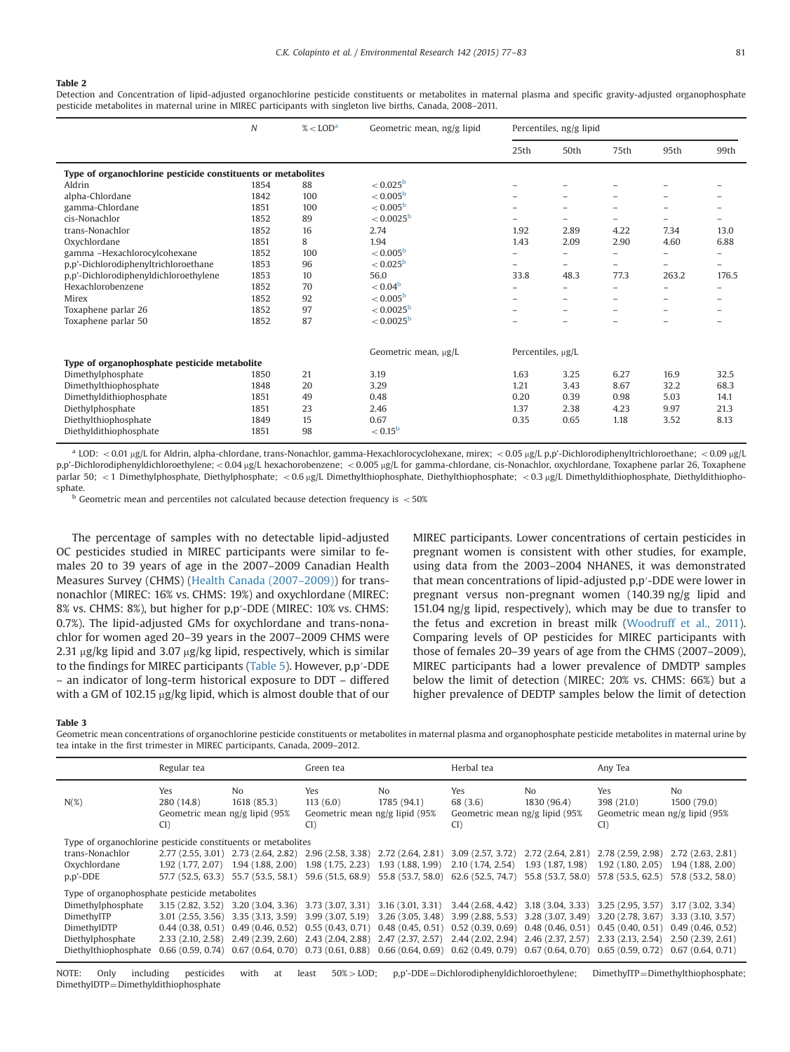**Table 2**
Detection and Concentration of lipid-adjusted organochlorine pesticide constituents or metabolites in maternal plasma and specific gravity-adjusted organophosphate pesticide metabolites in maternal urine in MIREC participants with singleton live births, Canada, 2008–2011.

| | N | % < LOD[a] | Geometric mean, ng/g lipid | Percentiles, ng/g lipid | | | | |
|---|---|---|---|---|---|---|---|---|
| | | | | 25th | 50th | 75th | 95th | 99th |
| **Type of organochlorine pesticide constituents or metabolites** | | | | | | | | |
| Aldrin | 1854 | 88 | < 0.025[b] | – | – | – | – | – |
| alpha-Chlordane | 1842 | 100 | < 0.005[b] | – | – | – | – | – |
| gamma-Chlordane | 1851 | 100 | < 0.005[b] | – | – | – | – | – |
| cis-Nonachlor | 1852 | 89 | < 0.0025[b] | – | – | – | – | – |
| trans-Nonachlor | 1852 | 16 | 2.74 | 1.92 | 2.89 | 4.22 | 7.34 | 13.0 |
| Oxychlordane | 1851 | 8 | 1.94 | 1.43 | 2.09 | 2.90 | 4.60 | 6.88 |
| gamma –Hexachlorocylcohexane | 1852 | 100 | < 0.005[b] | – | – | – | – | – |
| p,p'-Dichlorodiphenyltrichloroethane | 1853 | 96 | < 0.025[b] | – | – | – | – | – |
| p,p'-Dichlorodiphenyldichloroethylene | 1853 | 10 | 56.0 | 33.8 | 48.3 | 77.3 | 263.2 | 176.5 |
| Hexachlorobenzene | 1852 | 70 | < 0.04[b] | – | – | – | – | – |
| Mirex | 1852 | 92 | < 0.005[b] | – | – | – | – | – |
| Toxaphene parlar 26 | 1852 | 97 | < 0.0025[b] | – | – | – | – | – |
| Toxaphene parlar 50 | 1852 | 87 | < 0.0025[b] | – | – | – | – | – |
| | | | Geometric mean, μg/L | Percentiles, μg/L | | | | |
| **Type of organophosphate pesticide metabolite** | | | | | | | | |
| Dimethylphosphate | 1850 | 21 | 3.19 | 1.63 | 3.25 | 6.27 | 16.9 | 32.5 |
| Dimethylthiophosphate | 1848 | 20 | 3.29 | 1.21 | 3.43 | 8.67 | 32.2 | 68.3 |
| Dimethyldithiophosphate | 1851 | 49 | 0.48 | 0.20 | 0.39 | 0.98 | 5.03 | 14.1 |
| Diethylphosphate | 1851 | 23 | 2.46 | 1.37 | 2.38 | 4.23 | 9.97 | 21.3 |
| Diethylthiophosphate | 1849 | 15 | 0.67 | 0.35 | 0.65 | 1.18 | 3.52 | 8.13 |
| Diethyldithiophosphate | 1851 | 98 | < 0.15[b] | | | | | |

[a] LOD: < 0.01 μg/L for Aldrin, alpha-chlordane, trans-Nonachlor, gamma-Hexachlorocyclohexane, mirex; < 0.05 μg/L p,p'-Dichlorodiphenyltrichloroethane; < 0.09 μg/L p,p'-Dichlorodiphenyldichloroethylene; < 0.04 μg/L hexachlorobenzene; < 0.005 μg/L for gamma-chlordane, cis-Nonachlor, oxychlordane, Toxaphene parlar 26, Toxaphene parlar 50; < 1 Dimethylphosphate, Diethylphosphate; < 0.6 μg/L Dimethylthiophosphate, Diethylthiophosphate; < 0.3 μg/L Dimethyldithiophosphate, Diethyldithiophosphate.

[b] Geometric mean and percentiles not calculated because detection frequency is < 50%

The percentage of samples with no detectable lipid-adjusted OC pesticides studied in MIREC participants were similar to females 20 to 39 years of age in the 2007–2009 Canadian Health Measures Survey (CHMS) (Health Canada (2007–2009)) for trans-nonachlor (MIREC: 16% vs. CHMS: 19%) and oxychlordane (MIREC: 8% vs. CHMS: 8%), but higher for p,p′-DDE (MIREC: 10% vs. CHMS: 0.7%). The lipid-adjusted GMs for oxychlordane and trans-nonachlor for women aged 20–39 years in the 2007–2009 CHMS were 2.31 μg/kg lipid and 3.07 μg/kg lipid, respectively, which is similar to the findings for MIREC participants (Table 5). However, p,p′-DDE – an indicator of long-term historical exposure to DDT – differed with a GM of 102.15 μg/kg lipid, which is almost double that of our MIREC participants. Lower concentrations of certain pesticides in pregnant women is consistent with other studies, for example, using data from the 2003–2004 NHANES, it was demonstrated that mean concentrations of lipid-adjusted p,p′-DDE were lower in pregnant versus non-pregnant women (140.39 ng/g lipid and 151.04 ng/g lipid, respectively), which may be due to transfer to the fetus and excretion in breast milk (Woodruff et al., 2011). Comparing levels of OP pesticides for MIREC participants with those of females 20–39 years of age from the CHMS (2007–2009), MIREC participants had a lower prevalence of DMDTP samples below the limit of detection (MIREC: 20% vs. CHMS: 66%) but a higher prevalence of DEDTP samples below the limit of detection

**Table 3**
Geometric mean concentrations of organochlorine pesticide constituents or metabolites in maternal plasma and organophosphate pesticide metabolites in maternal urine by tea intake in the first trimester in MIREC participants, Canada, 2009–2012.

| | Regular tea | | Green tea | | Herbal tea | | Any Tea | |
|---|---|---|---|---|---|---|---|---|
| N(%) | Yes 280 (14.8) | No 1618 (85.3) | Yes 113 (6.0) | No 1785 (94.1) | Yes 68 (3.6) | No 1830 (96.4) | Yes 398 (21.0) | No 1500 (79.0) |
| | Geometric mean ng/g lipid (95% CI) | | Geometric mean ng/g lipid (95% CI) | | Geometric mean ng/g lipid (95% CI) | | Geometric mean ng/g lipid (95% CI) | |
| Type of organochlorine pesticide constituents or metabolites | | | | | | | | |
| trans-Nonachlor | 2.77 (2.55, 3.01) | 2.73 (2.64, 2.82) | 2.96 (2.58, 3.38) | 2.72 (2.64, 2.81) | 3.09 (2.57, 3.72) | 2.72 (2.64, 2.81) | 2.78 (2.59, 2.98) | 2.72 (2.63, 2.81) |
| Oxychlordane | 1.92 (1.77, 2.07) | 1.94 (1.88, 2.00) | 1.98 (1.75, 2.23) | 1.93 (1.88, 1.99) | 2.10 (1.74, 2.54) | 1.93 (1.87, 1.98) | 1.92 (1.80, 2.05) | 1.94 (1.88, 2.00) |
| p,p'-DDE | 57.7 (52.5, 63.3) | 55.7 (53.5, 58.1) | 59.6 (51.5, 68.9) | 55.8 (53.7, 58.0) | 62.6 (52.5, 74.7) | 55.8 (53.7, 58.0) | 57.8 (53.5, 62.5) | 57.8 (53.2, 58.0) |
| Type of organophosphate pesticide metabolites | | | | | | | | |
| Dimethylphosphate | 3.15 (2.82, 3.52) | 3.20 (3.04, 3.36) | 3.73 (3.07, 3.31) | 3.16 (3.01, 3.31) | 3.44 (2.68, 4.42) | 3.18 (3.04, 3.33) | 3.25 (2.95, 3.57) | 3.17 (3.02, 3.34) |
| DimethylTP | 3.01 (2.55, 3.56) | 3.35 (3.13, 3.59) | 3.99 (3.07, 5.19) | 3.26 (3.05, 3.48) | 3.99 (2.88, 5.53) | 3.28 (3.07, 3.49) | 3.20 (2.78, 3.67) | 3.33 (3.10, 3.57) |
| DimethylDTP | 0.44 (0.38, 0.51) | 0.49 (0.46, 0.52) | 0.55 (0.43, 0.71) | 0.48 (0.45, 0.51) | 0.52 (0.39, 0.69) | 0.48 (0.46, 0.51) | 0.45 (0.40, 0.51) | 0.49 (0.46, 0.52) |
| Diethylphosphate | 2.33 (2.10, 2.58) | 2.49 (2.39, 2.60) | 2.43 (2.04, 2.88) | 2.47 (2.37, 2.57) | 2.44 (2.02, 2.94) | 2.46 (2.37, 2.57) | 2.33 (2.13, 2.54) | 2.50 (2.39, 2.61) |
| Diethylthiophosphate | 0.66 (0.59, 0.74) | 0.67 (0.64, 0.70) | 0.73 (0.61, 0.88) | 0.66 (0.64, 0.69) | 0.62 (0.49, 0.79) | 0.67 (0.64, 0.70) | 0.65 (0.59, 0.72) | 0.67 (0.64, 0.71) |

NOTE: Only including pesticides with at least 50% > LOD; p,p'-DDE = Dichlorodiphenyldichloroethylene; DimethylTP = Dimethylthiophosphate; DimethylDTP = Dimethyldithiophosphate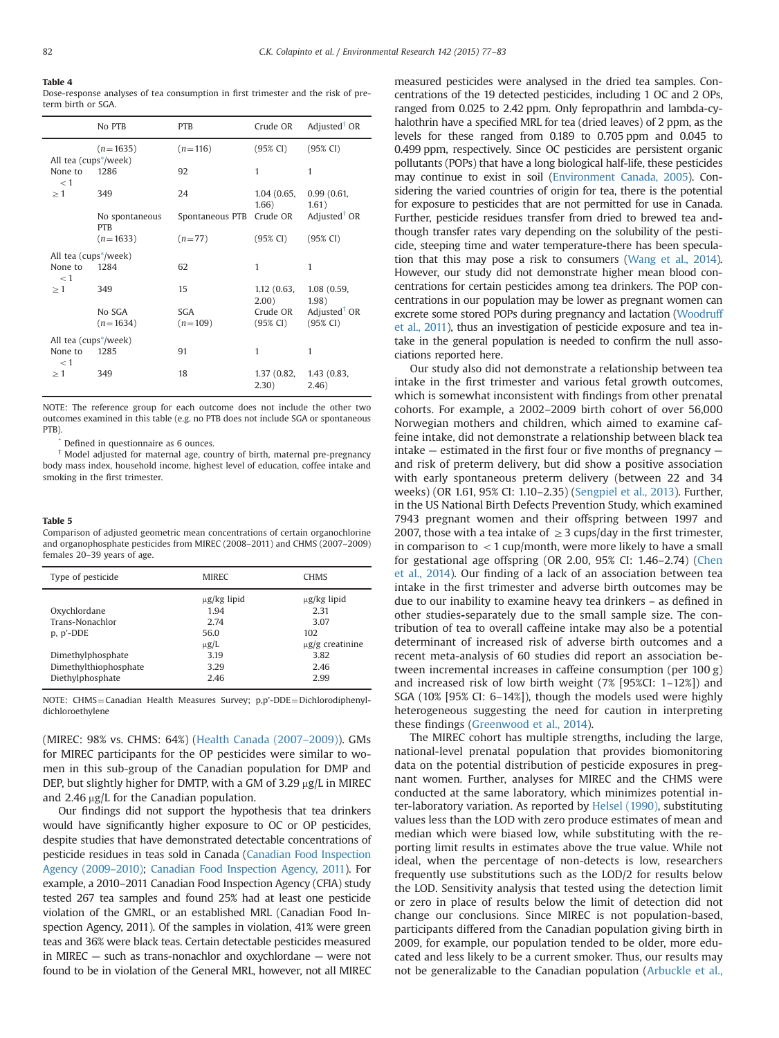**Table 4**
Dose-response analyses of tea consumption in first trimester and the risk of preterm birth or SGA.

| | No PTB | PTB | Crude OR | Adjusted[†] OR |
|---|---|---|---|---|
| | (n=1635) | (n=116) | (95% CI) | (95% CI) |
| All tea (cups*/week) | | | | |
| None to <1 | 1286 | 92 | 1 | 1 |
| ≥1 | 349 | 24 | 1.04 (0.65, 1.66) | 0.99 (0.61, 1.61) |
| | No spontaneous PTB | Spontaneous PTB | Crude OR | Adjusted[†] OR |
| | (n=1633) | (n=77) | (95% CI) | (95% CI) |
| All tea (cups*/week) | | | | |
| None to <1 | 1284 | 62 | 1 | 1 |
| ≥1 | 349 | 15 | 1.12 (0.63, 2.00) | 1.08 (0.59, 1.98) |
| | No SGA (n=1634) | SGA (n=109) | Crude OR (95% CI) | Adjusted[†] OR (95% CI) |
| All tea (cups*/week) | | | | |
| None to <1 | 1285 | 91 | 1 | 1 |
| ≥1 | 349 | 18 | 1.37 (0.82, 2.30) | 1.43 (0.83, 2.46) |

NOTE: The reference group for each outcome does not include the other two outcomes examined in this table (e.g. no PTB does not include SGA or spontaneous PTB).

* Defined in questionnaire as 6 ounces.

[†] Model adjusted for maternal age, country of birth, maternal pre-pregnancy body mass index, household income, highest level of education, coffee intake and smoking in the first trimester.

**Table 5**
Comparison of adjusted geometric mean concentrations of certain organochlorine and organophosphate pesticides from MIREC (2008–2011) and CHMS (2007–2009) females 20–39 years of age.

| Type of pesticide | MIREC | CHMS |
|---|---|---|
| | μg/kg lipid | μg/kg lipid |
| Oxychlordane | 1.94 | 2.31 |
| Trans-Nonachlor | 2.74 | 3.07 |
| p, p'-DDE | 56.0 | 102 |
| | μg/L | μg/g creatinine |
| Dimethylphosphate | 3.19 | 3.82 |
| Dimethylthiophosphate | 3.29 | 2.46 |
| Diethylphosphate | 2.46 | 2.99 |

NOTE: CHMS=Canadian Health Measures Survey; p,p'-DDE=Dichlorodiphenyldichloroethylene

(MIREC: 98% vs. CHMS: 64%) (Health Canada (2007–2009)). GMs for MIREC participants for the OP pesticides were similar to women in this sub-group of the Canadian population for DMP and DEP, but slightly higher for DMTP, with a GM of 3.29 μg/L in MIREC and 2.46 μg/L for the Canadian population.

Our findings did not support the hypothesis that tea drinkers would have significantly higher exposure to OC or OP pesticides, despite studies that have demonstrated detectable concentrations of pesticide residues in teas sold in Canada (Canadian Food Inspection Agency (2009–2010); Canadian Food Inspection Agency, 2011). For example, a 2010–2011 Canadian Food Inspection Agency (CFIA) study tested 267 tea samples and found 25% had at least one pesticide violation of the GMRL, or an established MRL (Canadian Food Inspection Agency, 2011). Of the samples in violation, 41% were green teas and 36% were black teas. Certain detectable pesticides measured in MIREC — such as trans-nonachlor and oxychlordane — were not found to be in violation of the General MRL, however, not all MIREC measured pesticides were analysed in the dried tea samples. Concentrations of the 19 detected pesticides, including 1 OC and 2 OPs, ranged from 0.025 to 2.42 ppm. Only fepropathrin and lambda-cyhalothrin have a specified MRL for tea (dried leaves) of 2 ppm, as the levels for these ranged from 0.189 to 0.705 ppm and 0.045 to 0.499 ppm, respectively. Since OC pesticides are persistent organic pollutants (POPs) that have a long biological half-life, these pesticides may continue to exist in soil (Environment Canada, 2005). Considering the varied countries of origin for tea, there is the potential for exposure to pesticides that are not permitted for use in Canada. Further, pesticide residues transfer from dried to brewed tea and-though transfer rates vary depending on the solubility of the pesticide, steeping time and water temperature-there has been speculation that this may pose a risk to consumers (Wang et al., 2014). However, our study did not demonstrate higher mean blood concentrations for certain pesticides among tea drinkers. The POP concentrations in our population may be lower as pregnant women can excrete some stored POPs during pregnancy and lactation (Woodruff et al., 2011), thus an investigation of pesticide exposure and tea intake in the general population is needed to confirm the null associations reported here.

Our study also did not demonstrate a relationship between tea intake in the first trimester and various fetal growth outcomes, which is somewhat inconsistent with findings from other prenatal cohorts. For example, a 2002–2009 birth cohort of over 56,000 Norwegian mothers and children, which aimed to examine caffeine intake, did not demonstrate a relationship between black tea intake — estimated in the first four or five months of pregnancy — and risk of preterm delivery, but did show a positive association with early spontaneous preterm delivery (between 22 and 34 weeks) (OR 1.61, 95% CI: 1.10–2.35) (Sengpiel et al., 2013). Further, in the US National Birth Defects Prevention Study, which examined 7943 pregnant women and their offspring between 1997 and 2007, those with a tea intake of ≥3 cups/day in the first trimester, in comparison to <1 cup/month, were more likely to have a small for gestational age offspring (OR 2.00, 95% CI: 1.46–2.74) (Chen et al., 2014). Our finding of a lack of an association between tea intake in the first trimester and adverse birth outcomes may be due to our inability to examine heavy tea drinkers – as defined in other studies-separately due to the small sample size. The contribution of tea to overall caffeine intake may also be a potential determinant of increased risk of adverse birth outcomes and a recent meta-analysis of 60 studies did report an association between incremental increases in caffeine consumption (per 100 g) and increased risk of low birth weight (7% [95%CI: 1–12%]) and SGA (10% [95% CI: 6–14%]), though the models used were highly heterogeneous suggesting the need for caution in interpreting these findings (Greenwood et al., 2014).

The MIREC cohort has multiple strengths, including the large, national-level prenatal population that provides biomonitoring data on the potential distribution of pesticide exposures in pregnant women. Further, analyses for MIREC and the CHMS were conducted at the same laboratory, which minimizes potential inter-laboratory variation. As reported by Helsel (1990), substituting values less than the LOD with zero produce estimates of mean and median which were biased low, while substituting with the reporting limit results in estimates above the true value. While not ideal, when the percentage of non-detects is low, researchers frequently use substitutions such as the LOD/2 for results below the LOD. Sensitivity analysis that tested using the detection limit or zero in place of results below the limit of detection did not change our conclusions. Since MIREC is not population-based, participants differed from the Canadian population giving birth in 2009, for example, our population tended to be older, more educated and less likely to be a current smoker. Thus, our results may not be generalizable to the Canadian population (Arbuckle et al.,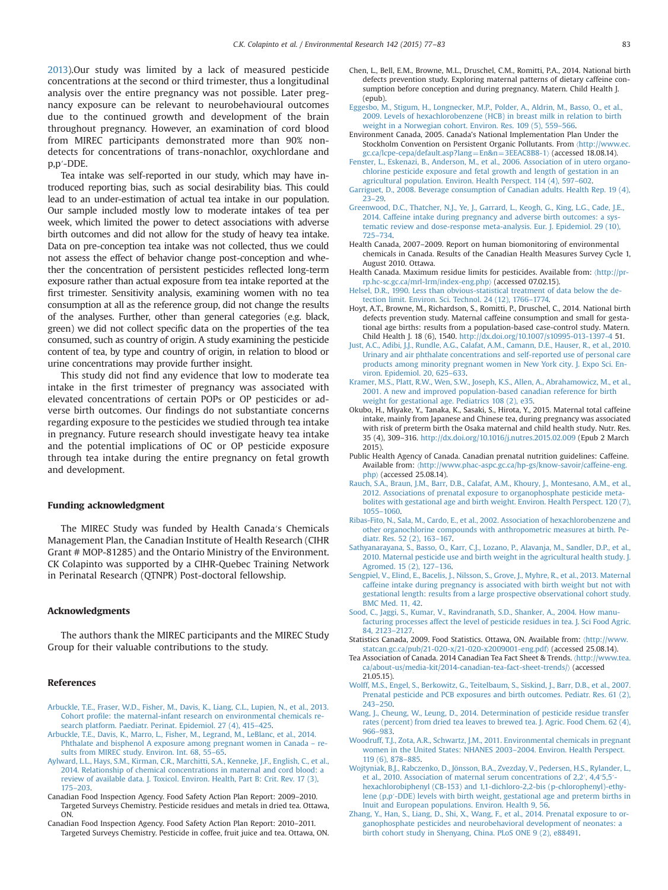2013).Our study was limited by a lack of measured pesticide concentrations at the second or third trimester, thus a longitudinal analysis over the entire pregnancy was not possible. Later pregnancy exposure can be relevant to neurobehavioural outcomes due to the continued growth and development of the brain throughout pregnancy. However, an examination of cord blood from MIREC participants demonstrated more than 90% non-detects for concentrations of trans-nonachlor, oxychlordane and p,p′-DDE.

Tea intake was self-reported in our study, which may have introduced reporting bias, such as social desirability bias. This could lead to an under-estimation of actual tea intake in our population. Our sample included mostly low to moderate intakes of tea per week, which limited the power to detect associations with adverse birth outcomes and did not allow for the study of heavy tea intake. Data on pre-conception tea intake was not collected, thus we could not assess the effect of behavior change post-conception and whether the concentration of persistent pesticides reflected long-term exposure rather than actual exposure from tea intake reported at the first trimester. Sensitivity analysis, examining women with no tea consumption at all as the reference group, did not change the results of the analyses. Further, other than general categories (e.g. black, green) we did not collect specific data on the properties of the tea consumed, such as country of origin. A study examining the pesticide content of tea, by type and country of origin, in relation to blood or urine concentrations may provide further insight.

This study did not find any evidence that low to moderate tea intake in the first trimester of pregnancy was associated with elevated concentrations of certain POPs or OP pesticides or adverse birth outcomes. Our findings do not substantiate concerns regarding exposure to the pesticides we studied through tea intake in pregnancy. Future research should investigate heavy tea intake and the potential implications of OC or OP pesticide exposure through tea intake during the entire pregnancy on fetal growth and development.

## Funding acknowledgment

The MIREC Study was funded by Health Canada′s Chemicals Management Plan, the Canadian Institute of Health Research (CIHR Grant # MOP-81285) and the Ontario Ministry of the Environment. CK Colapinto was supported by a CIHR-Quebec Training Network in Perinatal Research (QTNPR) Post-doctoral fellowship.

## Acknowledgments

The authors thank the MIREC participants and the MIREC Study Group for their valuable contributions to the study.

## References

Arbuckle, T.E., Fraser, W.D., Fisher, M., Davis, K., Liang, C.L., Lupien, N., et al., 2013. Cohort profile: the maternal-infant research on environmental chemicals research platform. Paediatr. Perinat. Epidemiol. 27 (4), 415–425.

Arbuckle, T.E., Davis, K., Marro, L., Fisher, M., Legrand, M., LeBlanc, et al., 2014. Phthalate and bisphenol A exposure among pregnant women in Canada – results from MIREC study. Environ. Int. 68, 55–65.

Aylward, L.L., Hays, S.M., Kirman, C.R., Marchitti, S.A., Kenneke, J.F., English, C., et al., 2014. Relationship of chemical concentrations in maternal and cord blood: a review of available data. J. Toxicol. Environ. Health, Part B: Crit. Rev. 17 (3), 175–203.

Canadian Food Inspection Agency. Food Safety Action Plan Report: 2009–2010. Targeted Surveys Chemistry. Pesticide residues and metals in dried tea. Ottawa, ON.

Canadian Food Inspection Agency. Food Safety Action Plan Report: 2010–2011. Targeted Surveys Chemistry. Pesticide in coffee, fruit juice and tea. Ottawa, ON.

Chen, L., Bell, E.M., Browne, M.L., Druschel, C.M., Romitti, P.A., 2014. National birth defects prevention study. Exploring maternal patterns of dietary caffeine consumption before conception and during pregnancy. Matern. Child Health J. (epub).

Eggesbo, M., Stigum, H., Longnecker, M.P., Polder, A., Aldrin, M., Basso, O., et al., 2009. Levels of hexachlorobenzene (HCB) in breast milk in relation to birth weight in a Norwegian cohort. Environ. Res. 109 (5), 559–566.

Environment Canada, 2005. Canada's National Implementation Plan Under the Stockholm Convention on Persistent Organic Pollutants. From ⟨http://www.ec.gc.ca/lcpe-cepa/default.asp?lang=En&n=3EEAC8B8-1⟩ (accessed 18.08.14).

Fenster, L., Eskenazi, B., Anderson, M., et al., 2006. Association of in utero organochlorine pesticide exposure and fetal growth and length of gestation in an agricultural population. Environ. Health Perspect. 114 (4), 597–602.

Garriguet, D., 2008. Beverage consumption of Canadian adults. Health Rep. 19 (4), 23–29.

Greenwood, D.C., Thatcher, N.J., Ye, J., Garrard, L., Keogh, G., King, L.G., Cade, J.E., 2014. Caffeine intake during pregnancy and adverse birth outcomes: a systematic review and dose-response meta-analysis. Eur. J. Epidemiol. 29 (10), 725–734.

Health Canada, 2007–2009. Report on human biomonitoring of environmental chemicals in Canada. Results of the Canadian Health Measures Survey Cycle 1, August 2010. Ottawa.

Health Canada. Maximum residue limits for pesticides. Available from: ⟨http://pr-rp.hc-sc.gc.ca/mrl-lrm/index-eng.php⟩ (accessed 07.02.15).

Helsel, D.R., 1990. Less than obvious-statistical treatment of data below the detection limit. Environ. Sci. Technol. 24 (12), 1766–1774.

Hoyt, A.T., Browne, M., Richardson, S., Romitti, P., Druschel, C., 2014. National birth defects prevention study. Maternal caffeine consumption and small for gestational age births: results from a population-based case-control study. Matern. Child Health J. 18 (6), 1540. http://dx.doi.org/10.1007/s10995-013-1397-4 51.

Just, A.C., Adibi, J.J., Rundle, A.G., Calafat, A.M., Camann, D.E., Hauser, R., et al., 2010. Urinary and air phthalate concentrations and self-reported use of personal care products among minority pregnant women in New York city. J. Expo Sci. Environ. Epidemiol. 20, 625–633.

Kramer, M.S., Platt, R.W., Wen, S.W., Joseph, K.S., Allen, A., Abrahamowicz, M., et al., 2001. A new and improved population-based canadian reference for birth weight for gestational age. Pediatrics 108 (2), e35.

Okubo, H., Miyake, Y., Tanaka, K., Sasaki, S., Hirota, Y., 2015. Maternal total caffeine intake, mainly from Japanese and Chinese tea, during pregnancy was associated with risk of preterm birth the Osaka maternal and child health study. Nutr. Res. 35 (4), 309–316. http://dx.doi.org/10.1016/j.nutres.2015.02.009 (Epub 2 March 2015).

Public Health Agency of Canada. Canadian prenatal nutrition guidelines: Caffeine. Available from: ⟨http://www.phac-aspc.gc.ca/hp-gs/know-savoir/caffeine-eng.php⟩ (accessed 25.08.14).

Rauch, S.A., Braun, J.M., Barr, D.B., Calafat, A.M., Khoury, J., Montesano, A.M., et al., 2012. Associations of prenatal exposure to organophosphate pesticide metabolites with gestational age and birth weight. Environ. Health Perspect. 120 (7), 1055–1060.

Ribas-Fito, N., Sala, M., Cardo, E., et al., 2002. Association of hexachlorobenzene and other organochlorine compounds with anthropometric measures at birth. Pediatr. Res. 52 (2), 163–167.

Sathyanarayana, S., Basso, O., Karr, C.J., Lozano, P., Alavanja, M., Sandler, D.P., et al., 2010. Maternal pesticide use and birth weight in the agricultural health study. J. Agromed. 15 (2), 127–136.

Sengpiel, V., Elind, E., Bacelis, J., Nilsson, S., Grove, J., Myhre, R., et al., 2013. Maternal caffeine intake during pregnancy is associated with birth weight but not with gestational length: results from a large prospective observational cohort study. BMC Med. 11, 42.

Sood, C., Jaggi, S., Kumar, V., Ravindranath, S.D., Shanker, A., 2004. How manufacturing processes affect the level of pesticide residues in tea. J. Sci Food Agric. 84, 2123–2127.

Statistics Canada, 2009. Food Statistics. Ottawa, ON. Available from: ⟨http://www.statcan.gc.ca/pub/21-020-x/21-020-x2009001-eng.pdf⟩ (accessed 25.08.14).

Tea Association of Canada. 2014 Canadian Tea Fact Sheet & Trends. ⟨http://www.tea.ca/about-us/media-kit/2014-canadian-tea-fact-sheet-trends/⟩ (accessed 21.05.15).

Wolff, M.S., Engel, S., Berkowitz, G., Teitelbaum, S., Siskind, J., Barr, D.B., et al., 2007. Prenatal pesticide and PCB exposures and birth outcomes. Pediatr. Res. 61 (2), 243–250.

Wang, J., Cheung, W., Leung, D., 2014. Determination of pesticide residue transfer rates (percent) from dried tea leaves to brewed tea. J. Agric. Food Chem. 62 (4), 966–983.

Woodruff, T.J., Zota, A.R., Schwartz, J.M., 2011. Environmental chemicals in pregnant women in the United States: NHANES 2003–2004. Environ. Health Perspect. 119 (6), 878–885.

Wojtyniak, B.J., Rabczenko, D., Jönsson, B.A., Zvezday, V., Pedersen, H.S., Rylander, L., et al., 2010. Association of maternal serum concentrations of 2,2′, 4,4′5,5′-hexachlorobiphenyl (CB-153) and 1,1-dichloro-2,2-bis (p-chlorophenyl)-ethylene (p,p′-DDE) levels with birth weight, gestational age and preterm births in Inuit and European populations. Environ. Health 9, 56.

Zhang, Y., Han, S., Liang, D., Shi, X., Wang, F., et al., 2014. Prenatal exposure to organophosphate pesticides and neurobehavioral development of neonates: a birth cohort study in Shenyang, China. PLoS ONE 9 (2), e88491.